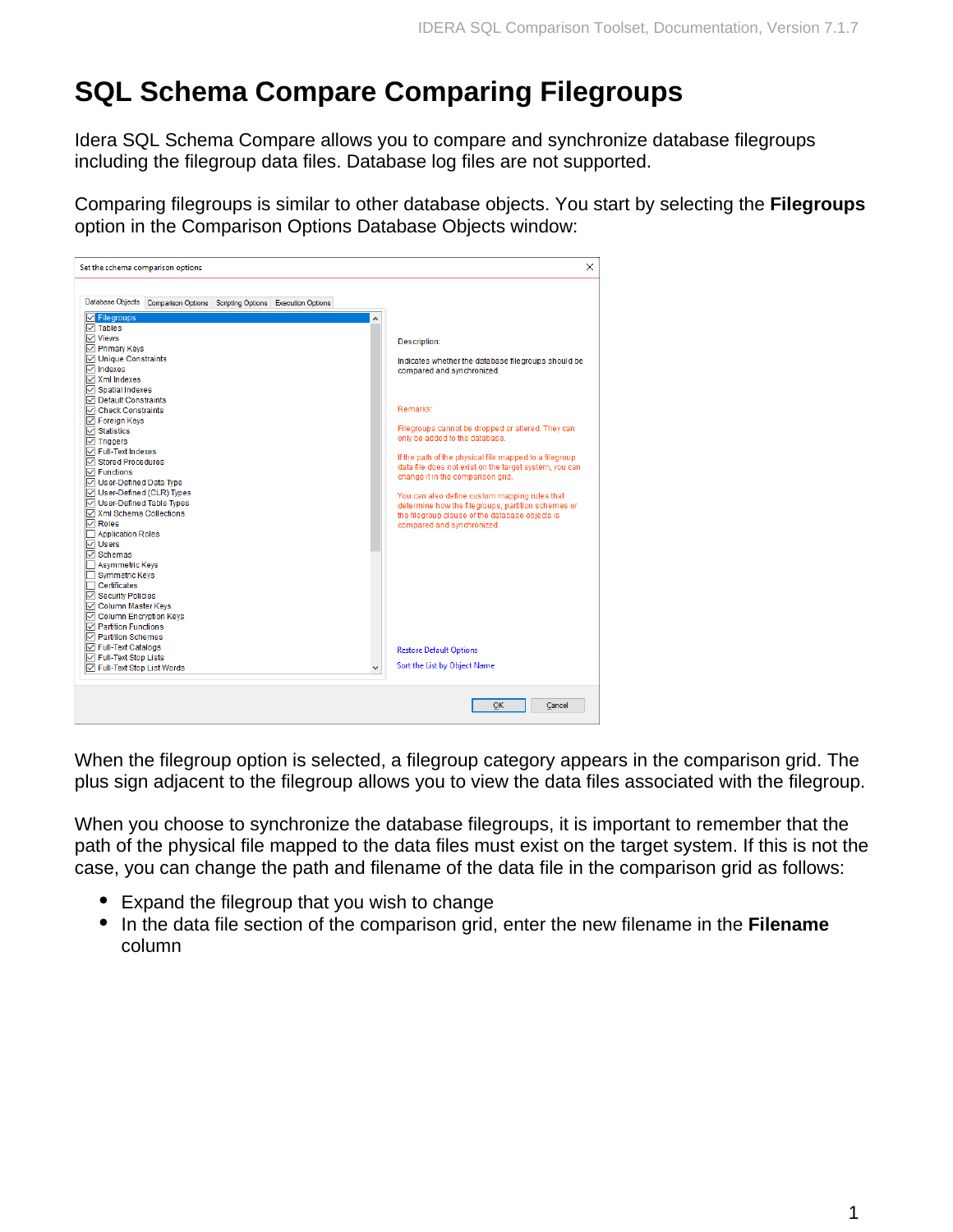# SQL Schema Compare Comparing Filegroups

Idera SQL Schema Compare allows you to compare and synchronize database filegroups including the filegroup data files. Database log files are not supported.

Comparing filegroups is similar to other database objects. You start by selecting the **Filegroups** option in the Comparison Options Database Objects window:

When the filegroup option is selected, a filegroup category appears in the comparison grid. The plus sign adjacent to the filegroup allows you to view the data files associated with the filegroup.

When you choose to synchronize the database filegroups, it is important to remember that the path of the physical file mapped to the data files must exist on the target system. If this is not the case, you can change the path and filename of the data file in the comparison grid as follows:

- Expand the filegroup that you wish to change
- In the data file section of the comparison grid, enter the new filename in the **Filename** column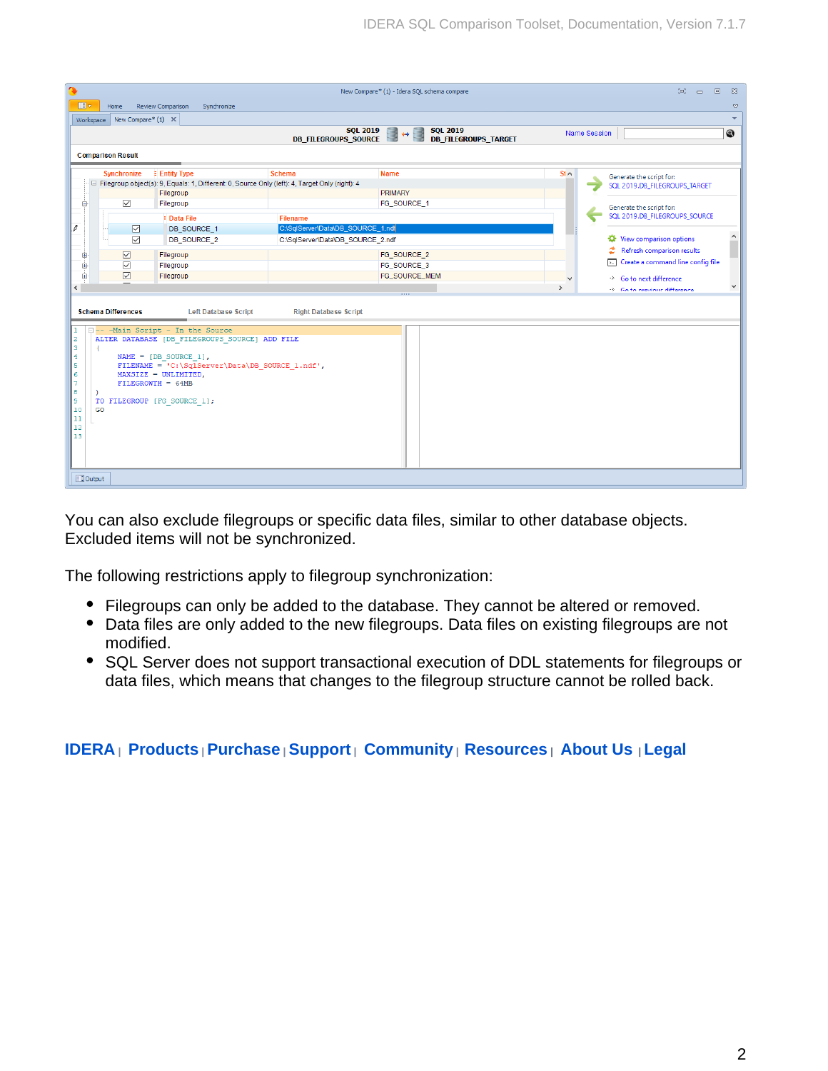You can also exclude filegroups or specific data files, similar to other database objects. Excluded items will not be synchronized.

The following restrictions apply to filegroup synchronization:

- Filegroups can only be added to the database. They cannot be altered or removed.
- Data files are only added to the new filegroups. Data files on existing filegroups are not modified.
- SQL Server does not support transactional execution of DDL statements for filegroups or data files, which means that changes to the filegroup structure cannot be rolled back.

**IDERA** | **Products** | **Purchase** | **Support** | **Community** | **Resources** | **About Us** | **Legal**